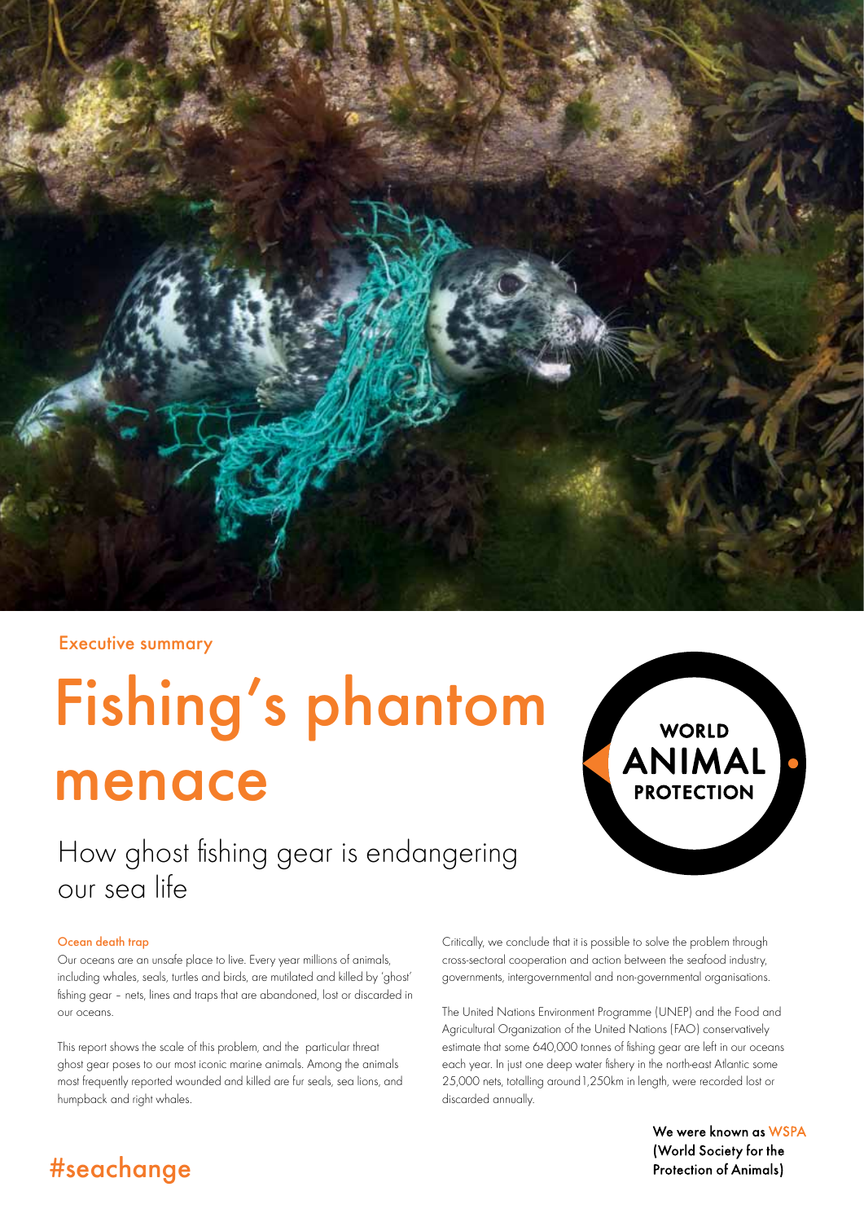Executive summary

# Fishing's phantom menace

## How ghost fishing gear is endangering our sea life

WORLD ANIMAL PROTECTION

### Ocean death trap

Our oceans are an unsafe place to live. Every year millions of animals, including whales, seals, turtles and birds, are mutilated and killed by 'ghost' fishing gear – nets, lines and traps that are abandoned, lost or discarded in our oceans.

This report shows the scale of this problem, and the particular threat ghost gear poses to our most iconic marine animals. Among the animals most frequently reported wounded and killed are fur seals, sea lions, and humpback and right whales.

Critically, we conclude that it is possible to solve the problem through cross-sectoral cooperation and action between the seafood industry, governments, intergovernmental and non-governmental organisations.

The United Nations Environment Programme (UNEP) and the Food and Agricultural Organization of the United Nations (FAO) conservatively estimate that some 640,000 tonnes of fishing gear are left in our oceans each year. In just one deep water fishery in the north-east Atlantic some 25,000 nets, totalling around1,250km in length, were recorded lost or discarded annually.

We were known as WSPA (World Society for the Protection of Animals)

#seachange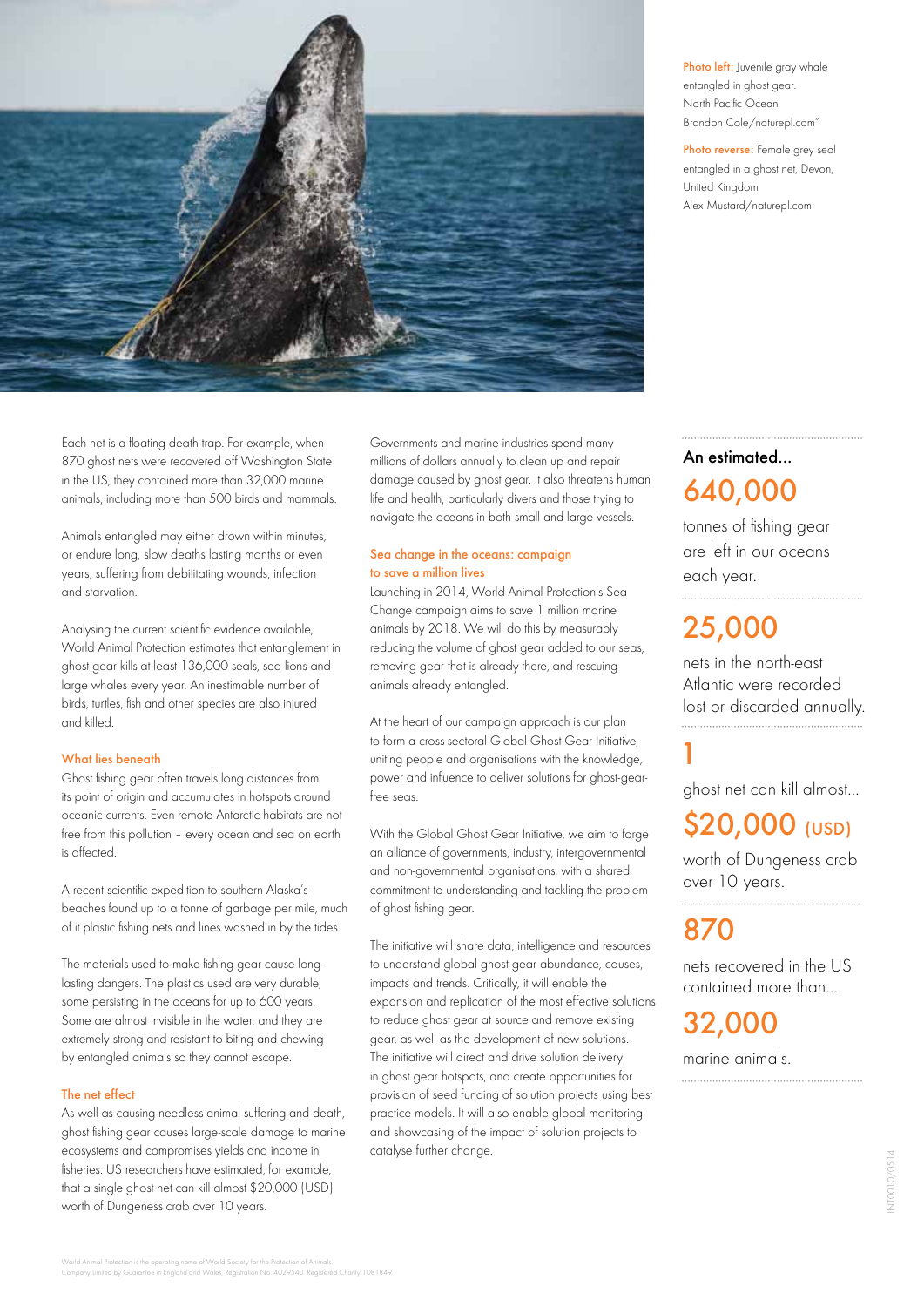**Photo left:** Juvenile gray whale entangled in ghost gear. North Pacific Ocean Brandon Cole/naturepl.com"

**Photo reverse:** Female grey seal entangled in a ghost net, Devon, United Kingdom Alex Mustard/naturepl.com

Each net is a floating death trap. For example, when 870 ghost nets were recovered off Washington State in the US, they contained more than 32,000 marine animals, including more than 500 birds and mammals.

Animals entangled may either drown within minutes, or endure long, slow deaths lasting months or even years, suffering from debilitating wounds, infection and starvation.

Analysing the current scientific evidence available, World Animal Protection estimates that entanglement in ghost gear kills at least 136,000 seals, sea lions and large whales every year. An inestimable number of birds, turtles, fish and other species are also injured and killed.

### What lies beneath

Ghost fishing gear often travels long distances from its point of origin and accumulates in hotspots around oceanic currents. Even remote Antarctic habitats are not free from this pollution – every ocean and sea on earth is affected.

A recent scientific expedition to southern Alaska's beaches found up to a tonne of garbage per mile, much of it plastic fishing nets and lines washed in by the tides.

The materials used to make fishing gear cause long-lasting dangers. The plastics used are very durable, some persisting in the oceans for up to 600 years. Some are almost invisible in the water, and they are extremely strong and resistant to biting and chewing by entangled animals so they cannot escape.

### The net effect

As well as causing needless animal suffering and death, ghost fishing gear causes large-scale damage to marine ecosystems and compromises yields and income in fisheries. US researchers have estimated, for example, that a single ghost net can kill almost $20,000 (USD) worth of Dungeness crab over 10 years.

Governments and marine industries spend many millions of dollars annually to clean up and repair damage caused by ghost gear. It also threatens human life and health, particularly divers and those trying to navigate the oceans in both small and large vessels.

### Sea change in the oceans: campaign to save a million lives

Launching in 2014, World Animal Protection's Sea Change campaign aims to save 1 million marine animals by 2018. We will do this by measurably reducing the volume of ghost gear added to our seas, removing gear that is already there, and rescuing animals already entangled.

At the heart of our campaign approach is our plan to form a cross-sectoral Global Ghost Gear Initiative, uniting people and organisations with the knowledge, power and influence to deliver solutions for ghost-gear-free seas.

With the Global Ghost Gear Initiative, we aim to forge an alliance of governments, industry, intergovernmental and non-governmental organisations, with a shared commitment to understanding and tackling the problem of ghost fishing gear.

The initiative will share data, intelligence and resources to understand global ghost gear abundance, causes, impacts and trends. Critically, it will enable the expansion and replication of the most effective solutions to reduce ghost gear at source and remove existing gear, as well as the development of new solutions. The initiative will direct and drive solution delivery in ghost gear hotspots, and create opportunities for provision of seed funding of solution projects using best practice models. It will also enable global monitoring and showcasing of the impact of solution projects to catalyse further change.

**An estimated...**

## 640,000

tonnes of fishing gear are left in our oceans each year.

## 25,000

nets in the north-east Atlantic were recorded lost or discarded annually.

## 1

ghost net can kill almost...

## $20,000 (USD)

worth of Dungeness crab over 10 years.

## 870

nets recovered in the US contained more than...

## 32,000

marine animals.

World Animal Protection is the operating name of World Society for the Protection of Animals.
Company Limited by Guarantee in England and Wales, Registration No. 4029540. Registered Charity 1081849.

INT0010/0514